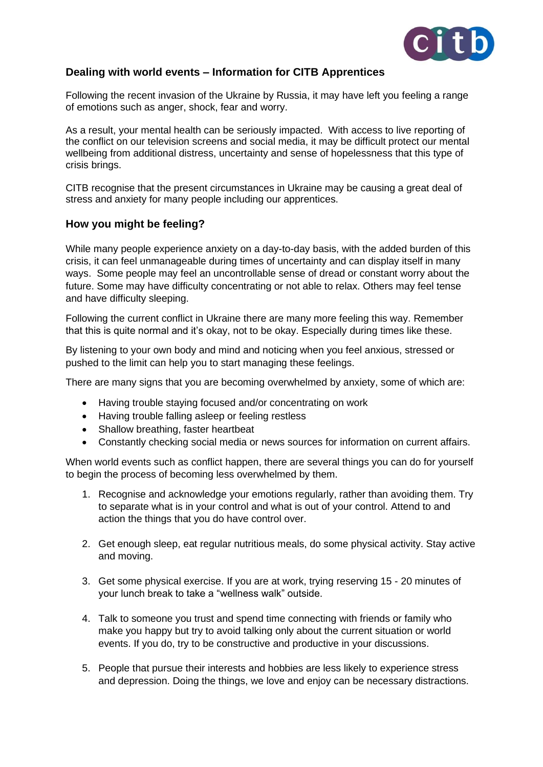## Dealing with world events – Information for CITB Apprentices

Following the recent invasion of the Ukraine by Russia, it may have left you feeling a range of emotions such as anger, shock, fear and worry.

As a result, your mental health can be seriously impacted. With access to live reporting of the conflict on our television screens and social media, it may be difficult protect our mental wellbeing from additional distress, uncertainty and sense of hopelessness that this type of crisis brings.

CITB recognise that the present circumstances in Ukraine may be causing a great deal of stress and anxiety for many people including our apprentices.

### How you might be feeling?

While many people experience anxiety on a day-to-day basis, with the added burden of this crisis, it can feel unmanageable during times of uncertainty and can display itself in many ways. Some people may feel an uncontrollable sense of dread or constant worry about the future. Some may have difficulty concentrating or not able to relax. Others may feel tense and have difficulty sleeping.

Following the current conflict in Ukraine there are many more feeling this way. Remember that this is quite normal and it's okay, not to be okay. Especially during times like these.

By listening to your own body and mind and noticing when you feel anxious, stressed or pushed to the limit can help you to start managing these feelings.

There are many signs that you are becoming overwhelmed by anxiety, some of which are:

- Having trouble staying focused and/or concentrating on work
- Having trouble falling asleep or feeling restless
- Shallow breathing, faster heartbeat
- Constantly checking social media or news sources for information on current affairs.

When world events such as conflict happen, there are several things you can do for yourself to begin the process of becoming less overwhelmed by them.

1. Recognise and acknowledge your emotions regularly, rather than avoiding them. Try to separate what is in your control and what is out of your control. Attend to and action the things that you do have control over.

2. Get enough sleep, eat regular nutritious meals, do some physical activity. Stay active and moving.

3. Get some physical exercise. If you are at work, trying reserving 15 - 20 minutes of your lunch break to take a "wellness walk" outside.

4. Talk to someone you trust and spend time connecting with friends or family who make you happy but try to avoid talking only about the current situation or world events. If you do, try to be constructive and productive in your discussions.

5. People that pursue their interests and hobbies are less likely to experience stress and depression. Doing the things, we love and enjoy can be necessary distractions.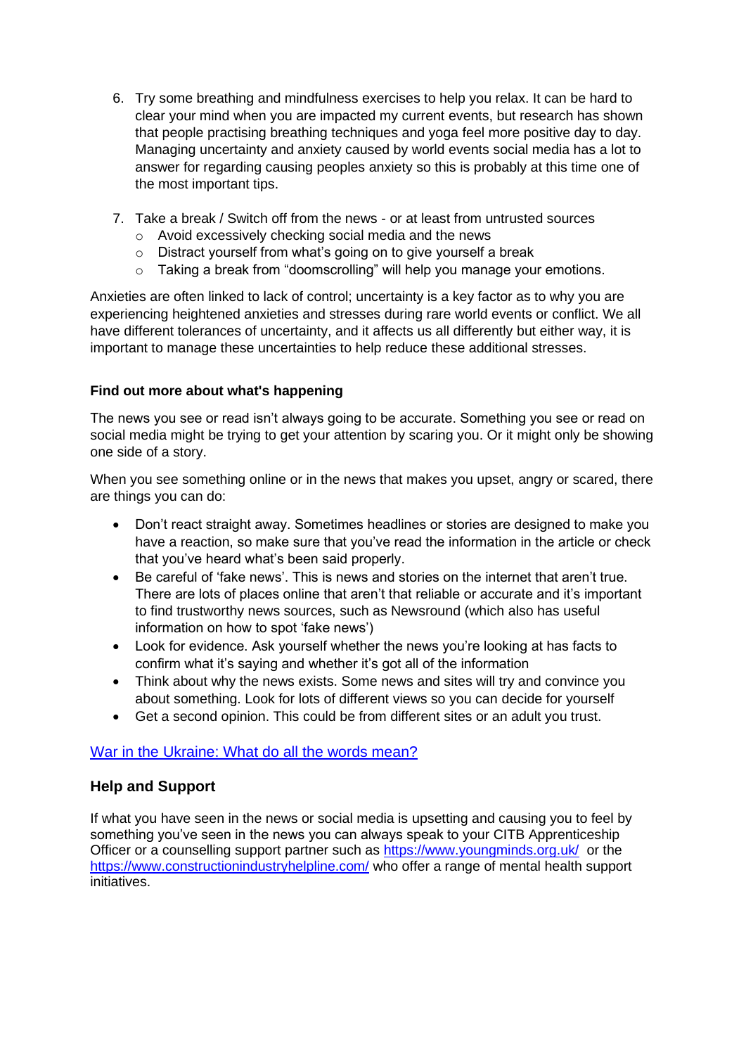6. Try some breathing and mindfulness exercises to help you relax. It can be hard to clear your mind when you are impacted my current events, but research has shown that people practising breathing techniques and yoga feel more positive day to day. Managing uncertainty and anxiety caused by world events social media has a lot to answer for regarding causing peoples anxiety so this is probably at this time one of the most important tips.

7. Take a break / Switch off from the news - or at least from untrusted sources
   - Avoid excessively checking social media and the news
   - Distract yourself from what's going on to give yourself a break
   - Taking a break from "doomscrolling" will help you manage your emotions.

Anxieties are often linked to lack of control; uncertainty is a key factor as to why you are experiencing heightened anxieties and stresses during rare world events or conflict. We all have different tolerances of uncertainty, and it affects us all differently but either way, it is important to manage these uncertainties to help reduce these additional stresses.

**Find out more about what's happening**

The news you see or read isn't always going to be accurate. Something you see or read on social media might be trying to get your attention by scaring you. Or it might only be showing one side of a story.

When you see something online or in the news that makes you upset, angry or scared, there are things you can do:

- Don't react straight away. Sometimes headlines or stories are designed to make you have a reaction, so make sure that you've read the information in the article or check that you've heard what's been said properly.
- Be careful of 'fake news'. This is news and stories on the internet that aren't true. There are lots of places online that aren't that reliable or accurate and it's important to find trustworthy news sources, such as Newsround (which also has useful information on how to spot 'fake news')
- Look for evidence. Ask yourself whether the news you're looking at has facts to confirm what it's saying and whether it's got all of the information
- Think about why the news exists. Some news and sites will try and convince you about something. Look for lots of different views so you can decide for yourself
- Get a second opinion. This could be from different sites or an adult you trust.

[War in the Ukraine: What do all the words mean?]()

## Help and Support

If what you have seen in the news or social media is upsetting and causing you to feel by something you've seen in the news you can always speak to your CITB Apprenticeship Officer or a counselling support partner such as [https://www.youngminds.org.uk/](https://www.youngminds.org.uk/) or the [https://www.constructionindustryhelpline.com/](https://www.constructionindustryhelpline.com/) who offer a range of mental health support initiatives.